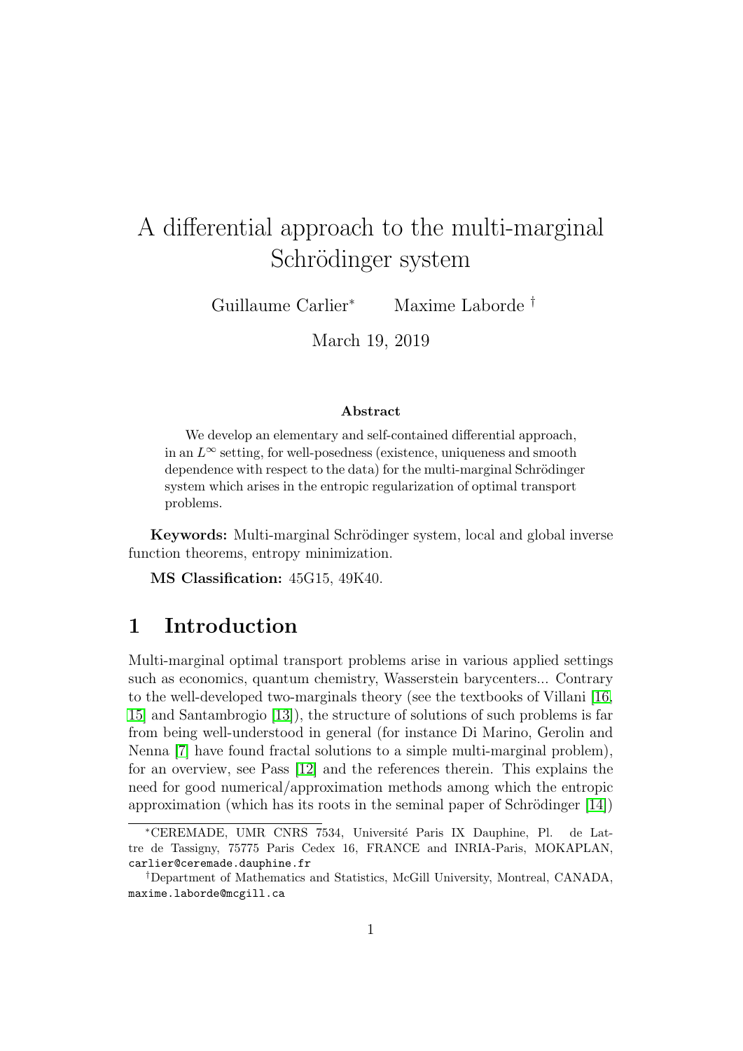# A differential approach to the multi-marginal Schrödinger system

Guillaume Carlier* Maxime Laborde †

March 19, 2019

**Abstract**

We develop an elementary and self-contained differential approach, in an $L^\infty$ setting, for well-posedness (existence, uniqueness and smooth dependence with respect to the data) for the multi-marginal Schrödinger system which arises in the entropic regularization of optimal transport problems.

**Keywords:** Multi-marginal Schrödinger system, local and global inverse function theorems, entropy minimization.

**MS Classification:** 45G15, 49K40.

## 1 Introduction

Multi-marginal optimal transport problems arise in various applied settings such as economics, quantum chemistry, Wasserstein barycenters... Contrary to the well-developed two-marginals theory (see the textbooks of Villani [16, 15] and Santambrogio [13]), the structure of solutions of such problems is far from being well-understood in general (for instance Di Marino, Gerolin and Nenna [7] have found fractal solutions to a simple multi-marginal problem), for an overview, see Pass [12] and the references therein. This explains the need for good numerical/approximation methods among which the entropic approximation (which has its roots in the seminal paper of Schrödinger [14])

---

*CEREMADE, UMR CNRS 7534, Université Paris IX Dauphine, Pl. de Lattre de Tassigny, 75775 Paris Cedex 16, FRANCE and INRIA-Paris, MOKAPLAN, carlier@ceremade.dauphine.fr

†Department of Mathematics and Statistics, McGill University, Montreal, CANADA, maxime.laborde@mcgill.ca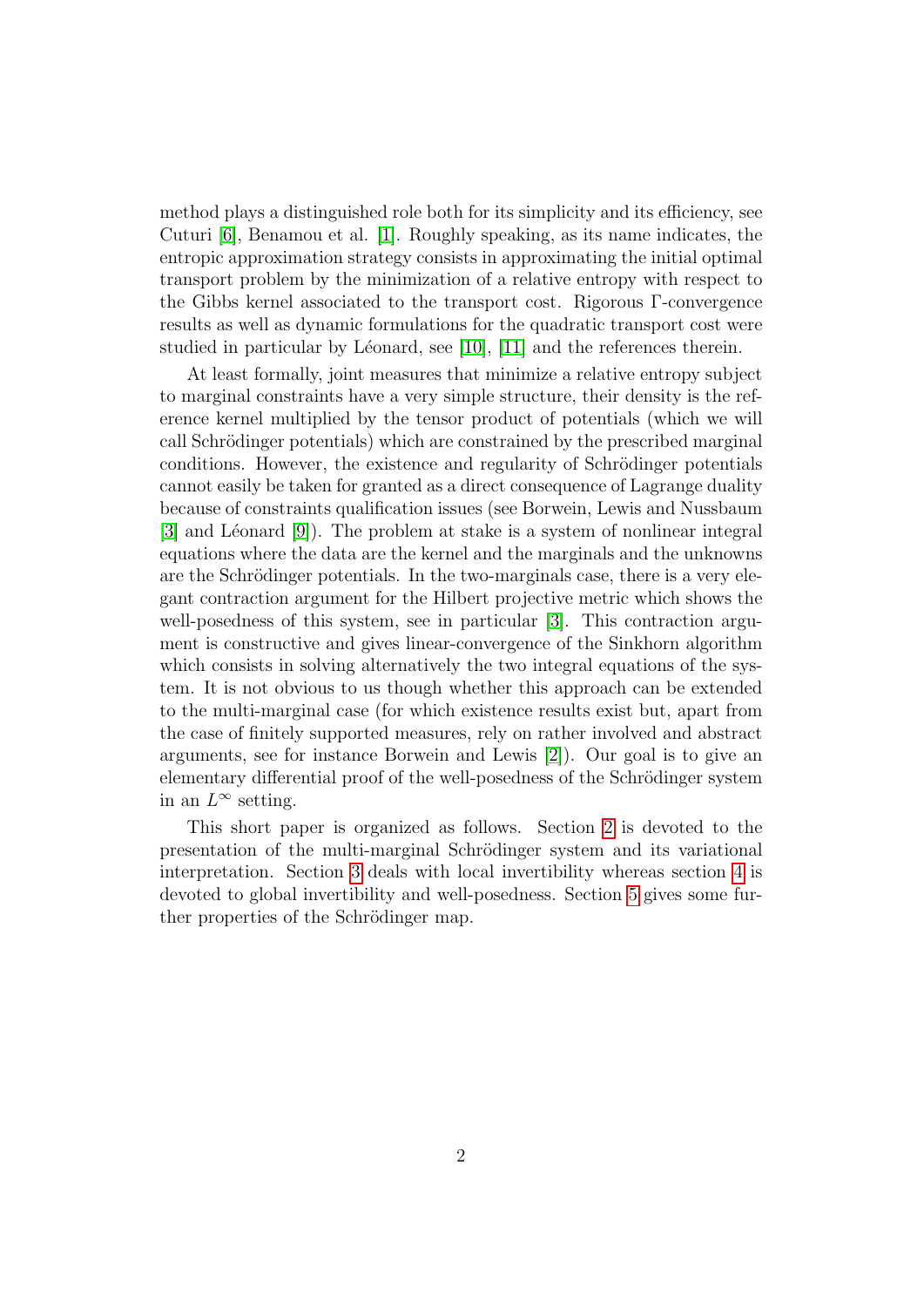method plays a distinguished role both for its simplicity and its efficiency, see Cuturi [6], Benamou et al. [1]. Roughly speaking, as its name indicates, the entropic approximation strategy consists in approximating the initial optimal transport problem by the minimization of a relative entropy with respect to the Gibbs kernel associated to the transport cost. Rigorous Γ-convergence results as well as dynamic formulations for the quadratic transport cost were studied in particular by Léonard, see [10], [11] and the references therein.

At least formally, joint measures that minimize a relative entropy subject to marginal constraints have a very simple structure, their density is the reference kernel multiplied by the tensor product of potentials (which we will call Schrödinger potentials) which are constrained by the prescribed marginal conditions. However, the existence and regularity of Schrödinger potentials cannot easily be taken for granted as a direct consequence of Lagrange duality because of constraints qualification issues (see Borwein, Lewis and Nussbaum [3] and Léonard [9]). The problem at stake is a system of nonlinear integral equations where the data are the kernel and the marginals and the unknowns are the Schrödinger potentials. In the two-marginals case, there is a very elegant contraction argument for the Hilbert projective metric which shows the well-posedness of this system, see in particular [3]. This contraction argument is constructive and gives linear-convergence of the Sinkhorn algorithm which consists in solving alternatively the two integral equations of the system. It is not obvious to us though whether this approach can be extended to the multi-marginal case (for which existence results exist but, apart from the case of finitely supported measures, rely on rather involved and abstract arguments, see for instance Borwein and Lewis [2]). Our goal is to give an elementary differential proof of the well-posedness of the Schrödinger system in an $L^\infty$ setting.

This short paper is organized as follows. Section 2 is devoted to the presentation of the multi-marginal Schrödinger system and its variational interpretation. Section 3 deals with local invertibility whereas section 4 is devoted to global invertibility and well-posedness. Section 5 gives some further properties of the Schrödinger map.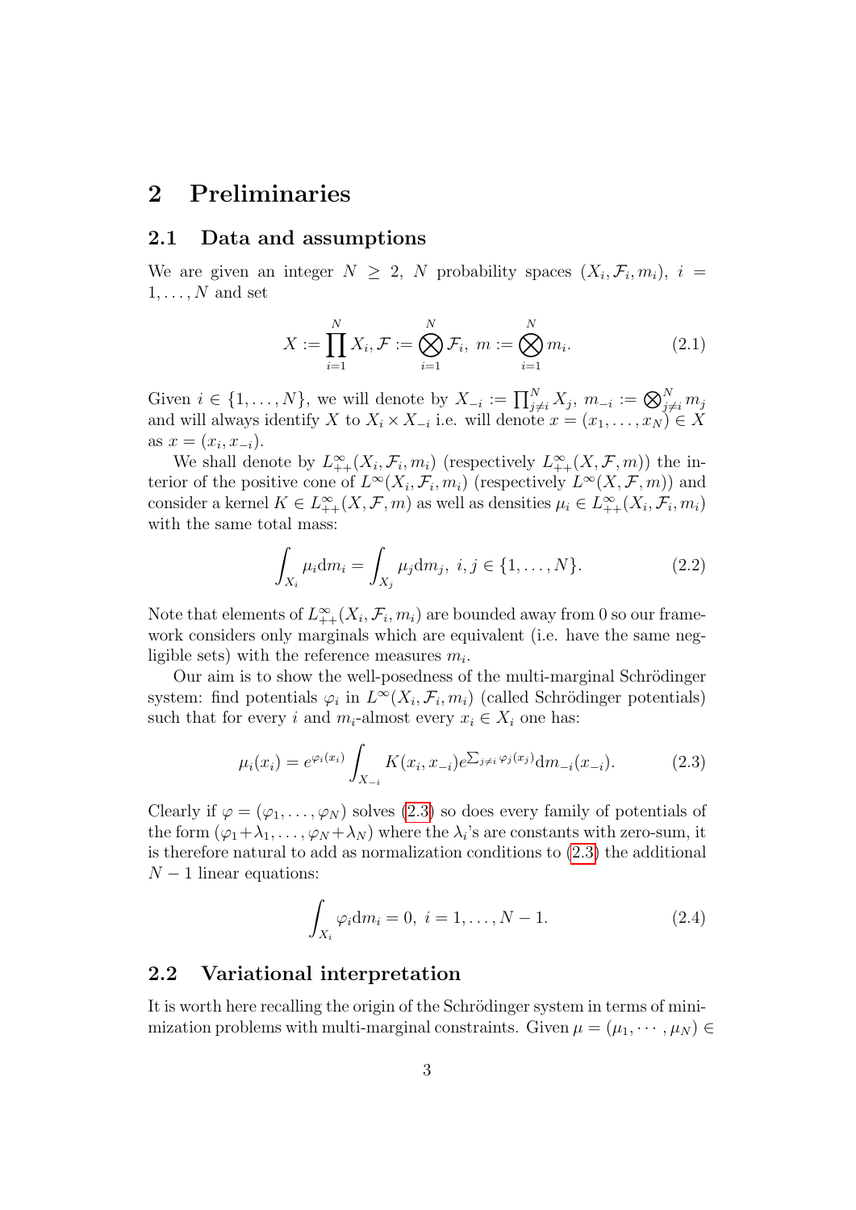# 2 Preliminaries

## 2.1 Data and assumptions

We are given an integer $N \geq 2$, $N$ probability spaces $(X_i, \mathcal{F}_i, m_i)$, $i = 1, \dots, N$ and set

$$X := \prod_{i=1}^{N} X_i, \mathcal{F} := \bigotimes_{i=1}^{N} \mathcal{F}_i, \ m := \bigotimes_{i=1}^{N} m_i. \tag{2.1}$$

Given $i \in \{1, \dots, N\}$, we will denote by $X_{-i} := \prod_{j \neq i}^{N} X_j$, $m_{-i} := \bigotimes_{j \neq i}^{N} m_j$ and will always identify $X$ to $X_i \times X_{-i}$ i.e. will denote $x = (x_1, \dots, x_N) \in X$ as $x = (x_i, x_{-i})$.

We shall denote by $L^\infty_{++}(X_i, \mathcal{F}_i, m_i)$ (respectively $L^\infty_{++}(X, \mathcal{F}, m)$) the interior of the positive cone of $L^\infty(X_i, \mathcal{F}_i, m_i)$ (respectively $L^\infty(X, \mathcal{F}, m)$) and consider a kernel $K \in L^\infty_{++}(X, \mathcal{F}, m)$ as well as densities $\mu_i \in L^\infty_{++}(X_i, \mathcal{F}_i, m_i)$ with the same total mass:

$$\int_{X_i} \mu_i \mathrm{d}m_i = \int_{X_j} \mu_j \mathrm{d}m_j, \ i, j \in \{1, \dots, N\}. \tag{2.2}$$

Note that elements of $L^\infty_{++}(X_i, \mathcal{F}_i, m_i)$ are bounded away from 0 so our framework considers only marginals which are equivalent (i.e. have the same negligible sets) with the reference measures $m_i$.

Our aim is to show the well-posedness of the multi-marginal Schrödinger system: find potentials $\varphi_i$ in $L^\infty(X_i, \mathcal{F}_i, m_i)$ (called Schrödinger potentials) such that for every $i$ and $m_i$-almost every $x_i \in X_i$ one has:

$$\mu_i(x_i) = e^{\varphi_i(x_i)} \int_{X_{-i}} K(x_i, x_{-i}) e^{\sum_{j \neq i} \varphi_j(x_j)} \mathrm{d}m_{-i}(x_{-i}). \tag{2.3}$$

Clearly if $\varphi = (\varphi_1, \dots, \varphi_N)$ solves (2.3) so does every family of potentials of the form $(\varphi_1 + \lambda_1, \dots, \varphi_N + \lambda_N)$ where the $\lambda_i$'s are constants with zero-sum, it is therefore natural to add as normalization conditions to (2.3) the additional $N - 1$ linear equations:

$$\int_{X_i} \varphi_i \mathrm{d}m_i = 0, \ i = 1, \dots, N - 1. \tag{2.4}$$

## 2.2 Variational interpretation

It is worth here recalling the origin of the Schrödinger system in terms of minimization problems with multi-marginal constraints. Given $\mu = (\mu_1, \cdots, \mu_N) \in$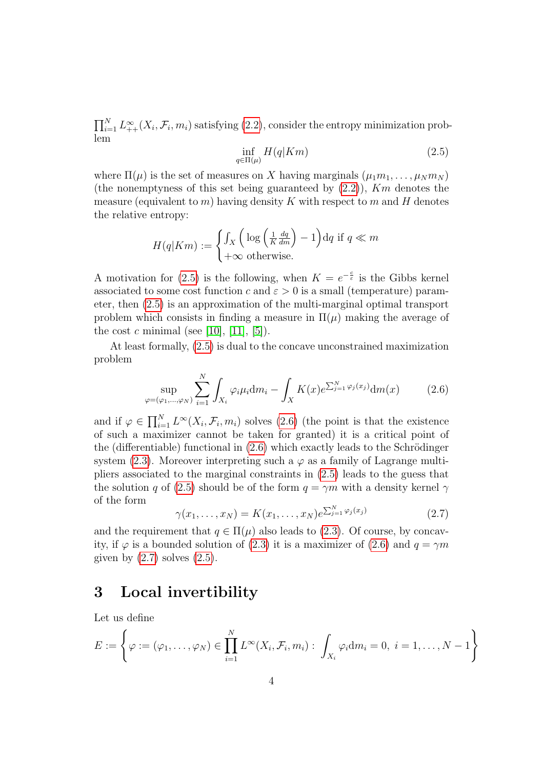$\prod_{i=1}^N L^\infty_{++}(X_i, \mathcal{F}_i, m_i)$ satisfying (2.2), consider the entropy minimization problem

$$\inf_{q\in\Pi(\mu)} H(q|Km) \tag{2.5}$$

where $\Pi(\mu)$ is the set of measures on $X$ having marginals $(\mu_1 m_1, \dots, \mu_N m_N)$ (the nonemptyness of this set being guaranteed by (2.2)), $Km$ denotes the measure (equivalent to $m$) having density $K$ with respect to $m$ and $H$ denotes the relative entropy:

$$H(q|Km) := \begin{cases} \int_X \Big( \log\Big(\frac{1}{K}\frac{dq}{dm}\Big) - 1\Big) \mathrm{d}q \text{ if } q \ll m \\ +\infty \text{ otherwise.} \end{cases}$$

A motivation for (2.5) is the following, when $K = e^{-\frac{c}{\varepsilon}}$ is the Gibbs kernel associated to some cost function $c$ and $\varepsilon > 0$ is a small (temperature) parameter, then (2.5) is an approximation of the multi-marginal optimal transport problem which consists in finding a measure in $\Pi(\mu)$ making the average of the cost $c$ minimal (see [10], [11], [5]).

At least formally, (2.5) is dual to the concave unconstrained maximization problem

$$\sup_{\varphi=(\varphi_1,\dots,\varphi_N)} \sum_{i=1}^N \int_{X_i} \varphi_i \mu_i \mathrm{d}m_i - \int_X K(x) e^{\sum_{j=1}^N \varphi_j(x_j)} \mathrm{d}m(x) \tag{2.6}$$

and if $\varphi \in \prod_{i=1}^N L^\infty(X_i, \mathcal{F}_i, m_i)$ solves (2.6) (the point is that the existence of such a maximizer cannot be taken for granted) it is a critical point of the (differentiable) functional in (2.6) which exactly leads to the Schrödinger system (2.3). Moreover interpreting such a $\varphi$ as a family of Lagrange multipliers associated to the marginal constraints in (2.5) leads to the guess that the solution $q$ of (2.5) should be of the form $q = \gamma m$ with a density kernel $\gamma$ of the form

$$\gamma(x_1, \dots, x_N) = K(x_1, \dots, x_N) e^{\sum_{j=1}^N \varphi_j(x_j)} \tag{2.7}$$

and the requirement that $q \in \Pi(\mu)$ also leads to (2.3). Of course, by concavity, if $\varphi$ is a bounded solution of (2.3) it is a maximizer of (2.6) and $q = \gamma m$ given by (2.7) solves (2.5).

# 3 Local invertibility

Let us define

$$E := \left\{ \varphi := (\varphi_1, \dots, \varphi_N) \in \prod_{i=1}^N L^\infty(X_i, \mathcal{F}_i, m_i) : \int_{X_i} \varphi_i \mathrm{d}m_i = 0, \ i = 1, \dots, N-1 \right\}$$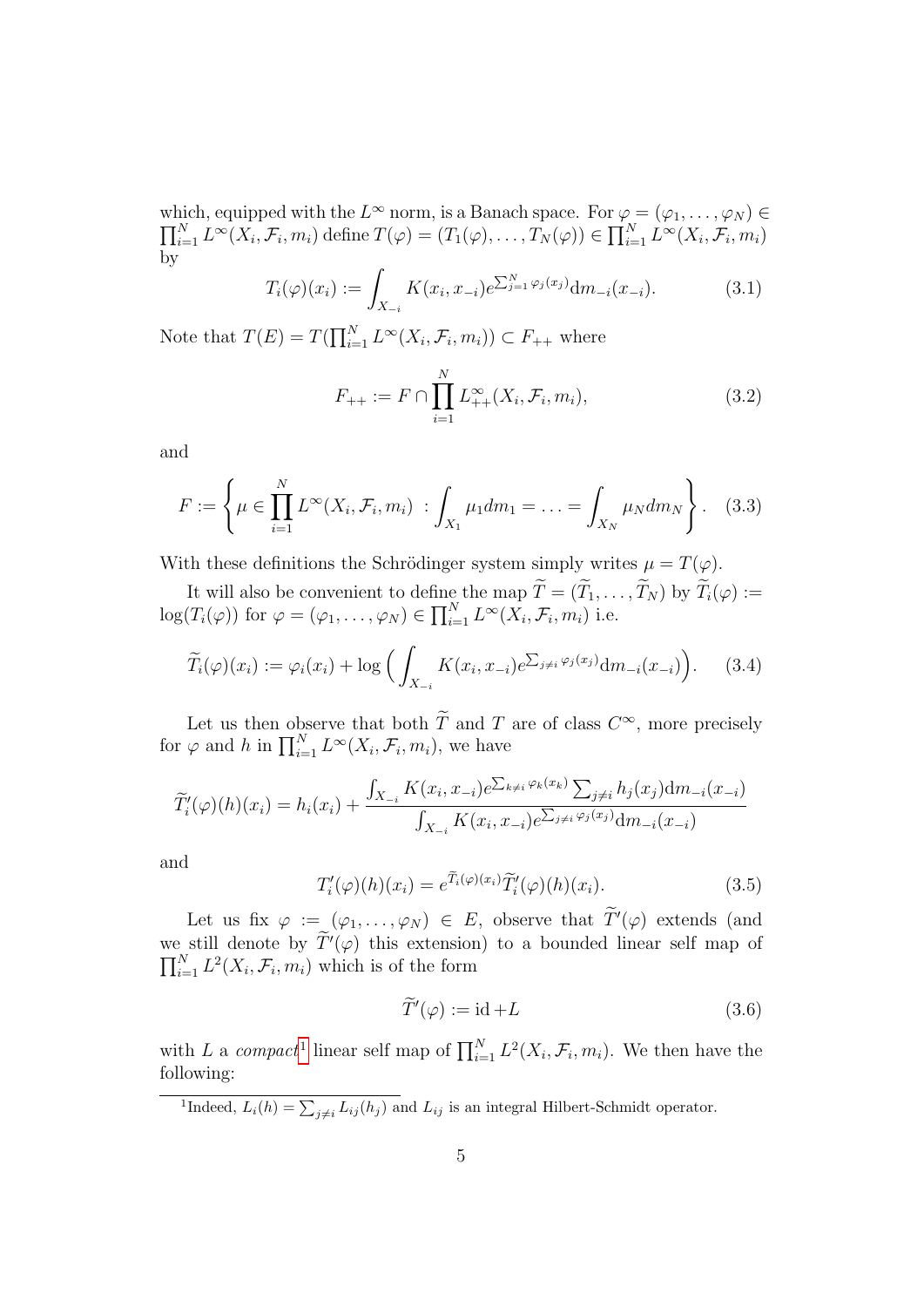which, equipped with the $L^\infty$ norm, is a Banach space. For $\varphi = (\varphi_1, \dots, \varphi_N) \in \prod_{i=1}^N L^\infty(X_i, \mathcal{F}_i, m_i)$ define $T(\varphi) = (T_1(\varphi), \dots, T_N(\varphi)) \in \prod_{i=1}^N L^\infty(X_i, \mathcal{F}_i, m_i)$ by

$$T_i(\varphi)(x_i) := \int_{X_{-i}} K(x_i, x_{-i}) e^{\sum_{j=1}^N \varphi_j(x_j)} \mathrm{d}m_{-i}(x_{-i}). \tag{3.1}$$

Note that $T(E) = T(\prod_{i=1}^N L^\infty(X_i, \mathcal{F}_i, m_i)) \subset F_{++}$ where

$$F_{++} := F \cap \prod_{i=1}^N L^\infty_{++}(X_i, \mathcal{F}_i, m_i), \tag{3.2}$$

and

$$F := \left\{ \mu \in \prod_{i=1}^N L^\infty(X_i, \mathcal{F}_i, m_i) \ : \int_{X_1} \mu_1 dm_1 = \ldots = \int_{X_N} \mu_N dm_N \right\}. \tag{3.3}$$

With these definitions the Schrödinger system simply writes $\mu = T(\varphi)$.

It will also be convenient to define the map $\widetilde{T} = (\widetilde{T}_1, \dots, \widetilde{T}_N)$ by $\widetilde{T}_i(\varphi) := \log(T_i(\varphi))$ for $\varphi = (\varphi_1, \dots, \varphi_N) \in \prod_{i=1}^N L^\infty(X_i, \mathcal{F}_i, m_i)$ i.e.

$$\widetilde{T}_i(\varphi)(x_i) := \varphi_i(x_i) + \log\Big( \int_{X_{-i}} K(x_i, x_{-i}) e^{\sum_{j\neq i} \varphi_j(x_j)} \mathrm{d}m_{-i}(x_{-i}) \Big). \tag{3.4}$$

Let us then observe that both $\widetilde{T}$ and $T$ are of class $C^\infty$, more precisely for $\varphi$ and $h$ in $\prod_{i=1}^N L^\infty(X_i, \mathcal{F}_i, m_i)$, we have

$$\widetilde{T}'_i(\varphi)(h)(x_i) = h_i(x_i) + \frac{\int_{X_{-i}} K(x_i, x_{-i}) e^{\sum_{k\neq i} \varphi_k(x_k)} \sum_{j\neq i} h_j(x_j) \mathrm{d}m_{-i}(x_{-i})}{\int_{X_{-i}} K(x_i, x_{-i}) e^{\sum_{j\neq i} \varphi_j(x_j)} \mathrm{d}m_{-i}(x_{-i})}$$

and

$$T'_i(\varphi)(h)(x_i) = e^{\widetilde{T}_i(\varphi)(x_i)} \widetilde{T}'_i(\varphi)(h)(x_i). \tag{3.5}$$

Let us fix $\varphi := (\varphi_1, \dots, \varphi_N) \in E$, observe that $\widetilde{T}'(\varphi)$ extends (and we still denote by $\widetilde{T}'(\varphi)$ this extension) to a bounded linear self map of $\prod_{i=1}^N L^2(X_i, \mathcal{F}_i, m_i)$ which is of the form

$$\widetilde{T}'(\varphi) := \mathrm{id} + L \tag{3.6}$$

with $L$ a *compact*[1] linear self map of $\prod_{i=1}^N L^2(X_i, \mathcal{F}_i, m_i)$. We then have the following:

[1] Indeed, $L_i(h) = \sum_{j\neq i} L_{ij}(h_j)$ and $L_{ij}$ is an integral Hilbert-Schmidt operator.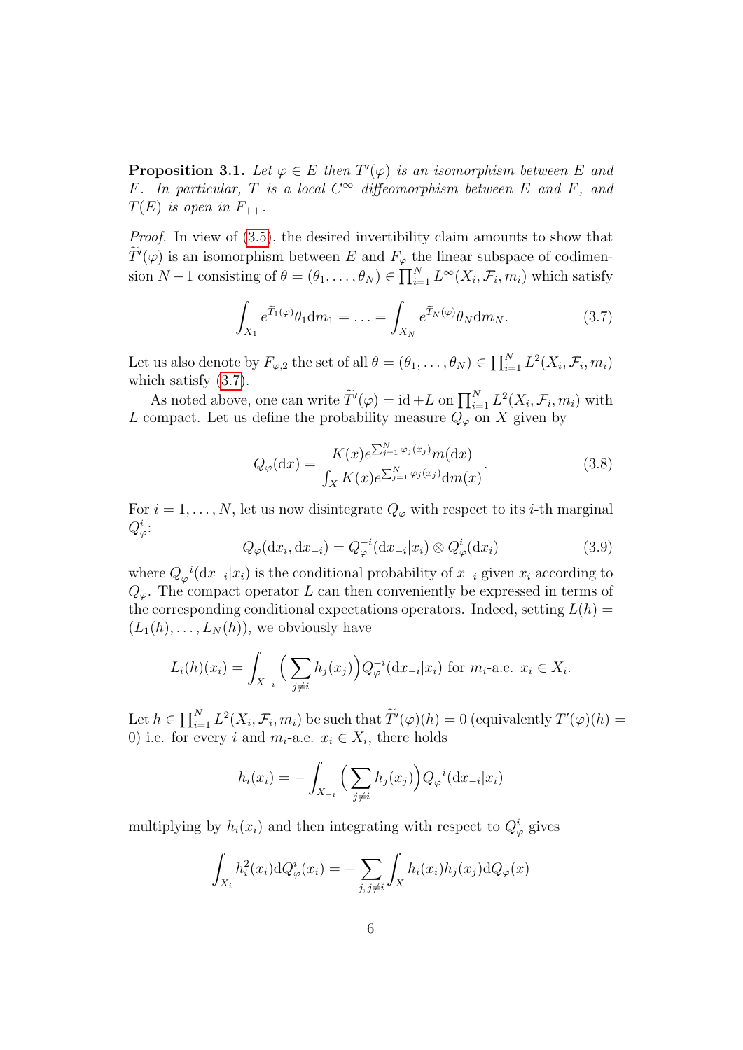**Proposition 3.1.** *Let $\varphi \in E$ then $T'(\varphi)$ is an isomorphism between $E$ and $F$. In particular, $T$ is a local $C^\infty$ diffeomorphism between $E$ and $F$, and $T(E)$ is open in $F_{++}$.*

*Proof.* In view of (3.5), the desired invertibility claim amounts to show that $\widetilde{T}'(\varphi)$ is an isomorphism between $E$ and $F_\varphi$ the linear subspace of codimension $N-1$ consisting of $\theta = (\theta_1, \dots, \theta_N) \in \prod_{i=1}^N L^\infty(X_i, \mathcal{F}_i, m_i)$ which satisfy

$$\int_{X_1} e^{\widetilde{T}_1(\varphi)} \theta_1 \mathrm{d}m_1 = \dots = \int_{X_N} e^{\widetilde{T}_N(\varphi)} \theta_N \mathrm{d}m_N. \tag{3.7}$$

Let us also denote by $F_{\varphi,2}$ the set of all $\theta = (\theta_1, \dots, \theta_N) \in \prod_{i=1}^N L^2(X_i, \mathcal{F}_i, m_i)$ which satisfy (3.7).

As noted above, one can write $\widetilde{T}'(\varphi) = \mathrm{id} + L$ on $\prod_{i=1}^N L^2(X_i, \mathcal{F}_i, m_i)$ with $L$ compact. Let us define the probability measure $Q_\varphi$ on $X$ given by

$$Q_\varphi(\mathrm{d}x) = \frac{K(x) e^{\sum_{j=1}^N \varphi_j(x_j)} m(\mathrm{d}x)}{\int_X K(x) e^{\sum_{j=1}^N \varphi_j(x_j)} \mathrm{d}m(x)}. \tag{3.8}$$

For $i = 1, \dots, N$, let us now disintegrate $Q_\varphi$ with respect to its $i$-th marginal $Q_\varphi^i$:

$$Q_\varphi(\mathrm{d}x_i, \mathrm{d}x_{-i}) = Q_\varphi^{-i}(\mathrm{d}x_{-i} | x_i) \otimes Q_\varphi^i(\mathrm{d}x_i) \tag{3.9}$$

where $Q_\varphi^{-i}(\mathrm{d}x_{-i}|x_i)$ is the conditional probability of $x_{-i}$ given $x_i$ according to $Q_\varphi$. The compact operator $L$ can then conveniently be expressed in terms of the corresponding conditional expectations operators. Indeed, setting $L(h) = (L_1(h), \dots, L_N(h))$, we obviously have

$$L_i(h)(x_i) = \int_{X_{-i}} \Big( \sum_{j \neq i} h_j(x_j) \Big) Q_\varphi^{-i}(\mathrm{d}x_{-i}|x_i) \text{ for } m_i\text{-a.e. } x_i \in X_i.$$

Let $h \in \prod_{i=1}^N L^2(X_i, \mathcal{F}_i, m_i)$ be such that $\widetilde{T}'(\varphi)(h) = 0$ (equivalently $T'(\varphi)(h) = 0$) i.e. for every $i$ and $m_i$-a.e. $x_i \in X_i$, there holds

$$h_i(x_i) = -\int_{X_{-i}} \Big( \sum_{j \neq i} h_j(x_j) \Big) Q_\varphi^{-i}(\mathrm{d}x_{-i}|x_i)$$

multiplying by $h_i(x_i)$ and then integrating with respect to $Q_\varphi^i$ gives

$$\int_{X_i} h_i^2(x_i) \mathrm{d}Q_\varphi^i(x_i) = -\sum_{j, j \neq i} \int_X h_i(x_i) h_j(x_j) \mathrm{d}Q_\varphi(x)$$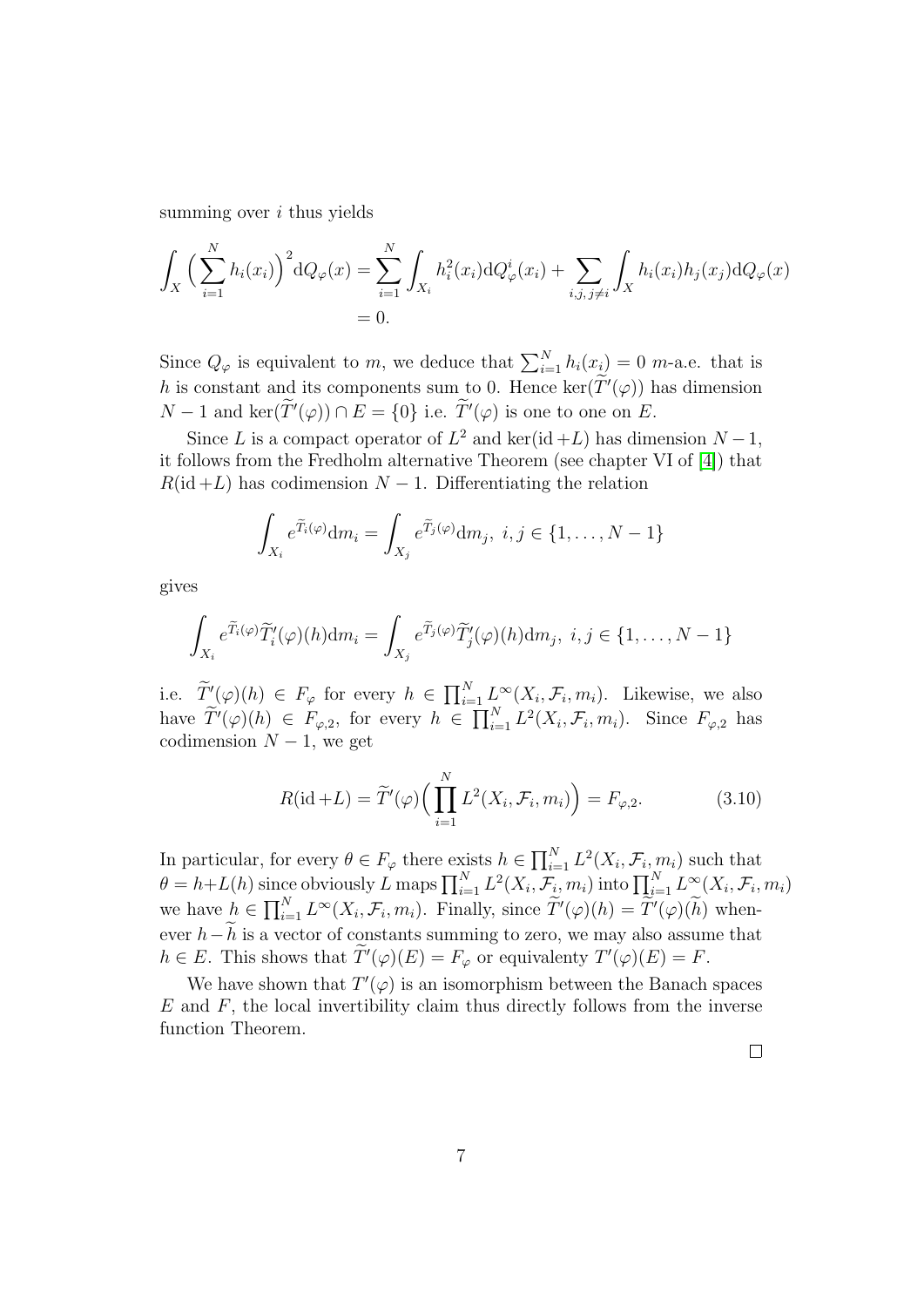summing over $i$ thus yields

$$\int_X \Big(\sum_{i=1}^N h_i(x_i)\Big)^2 \mathrm{d}Q_\varphi(x) = \sum_{i=1}^N \int_{X_i} h_i^2(x_i)\mathrm{d}Q_\varphi^i(x_i) + \sum_{i,j,\, j\neq i} \int_X h_i(x_i)h_j(x_j)\mathrm{d}Q_\varphi(x)$$
$$= 0.$$

Since $Q_\varphi$ is equivalent to $m$, we deduce that $\sum_{i=1}^N h_i(x_i) = 0$ $m$-a.e. that is $h$ is constant and its components sum to 0. Hence $\ker(\widetilde{T}'(\varphi))$ has dimension $N-1$ and $\ker(\widetilde{T}'(\varphi)) \cap E = \{0\}$ i.e. $\widetilde{T}'(\varphi)$ is one to one on $E$.

Since $L$ is a compact operator of $L^2$ and $\ker(\mathrm{id} + L)$ has dimension $N-1$, it follows from the Fredholm alternative Theorem (see chapter VI of [4]) that $R(\mathrm{id} + L)$ has codimension $N-1$. Differentiating the relation

$$\int_{X_i} e^{\widetilde{T}_i(\varphi)} \mathrm{d}m_i = \int_{X_j} e^{\widetilde{T}_j(\varphi)} \mathrm{d}m_j,\ i, j \in \{1, \dots, N-1\}$$

gives

$$\int_{X_i} e^{\widetilde{T}_i(\varphi)} \widetilde{T}_i'(\varphi)(h) \mathrm{d}m_i = \int_{X_j} e^{\widetilde{T}_j(\varphi)} \widetilde{T}_j'(\varphi)(h) \mathrm{d}m_j,\ i, j \in \{1, \dots, N-1\}$$

i.e. $\widetilde{T}'(\varphi)(h) \in F_\varphi$ for every $h \in \prod_{i=1}^N L^\infty(X_i, \mathcal{F}_i, m_i)$. Likewise, we also have $\widetilde{T}'(\varphi)(h) \in F_{\varphi,2}$, for every $h \in \prod_{i=1}^N L^2(X_i, \mathcal{F}_i, m_i)$. Since $F_{\varphi,2}$ has codimension $N-1$, we get

$$R(\mathrm{id} + L) = \widetilde{T}'(\varphi)\Big(\prod_{i=1}^N L^2(X_i, \mathcal{F}_i, m_i)\Big) = F_{\varphi,2}. \tag{3.10}$$

In particular, for every $\theta \in F_\varphi$ there exists $h \in \prod_{i=1}^N L^2(X_i, \mathcal{F}_i, m_i)$ such that $\theta = h + L(h)$ since obviously $L$ maps $\prod_{i=1}^N L^2(X_i, \mathcal{F}_i, m_i)$ into $\prod_{i=1}^N L^\infty(X_i, \mathcal{F}_i, m_i)$ we have $h \in \prod_{i=1}^N L^\infty(X_i, \mathcal{F}_i, m_i)$. Finally, since $\widetilde{T}'(\varphi)(h) = \widetilde{T}'(\varphi)(\widetilde{h})$ whenever $h - \widetilde{h}$ is a vector of constants summing to zero, we may also assume that $h \in E$. This shows that $\widetilde{T}'(\varphi)(E) = F_\varphi$ or equivalenty $T'(\varphi)(E) = F$.

We have shown that $T'(\varphi)$ is an isomorphism between the Banach spaces $E$ and $F$, the local invertibility claim thus directly follows from the inverse function Theorem.

□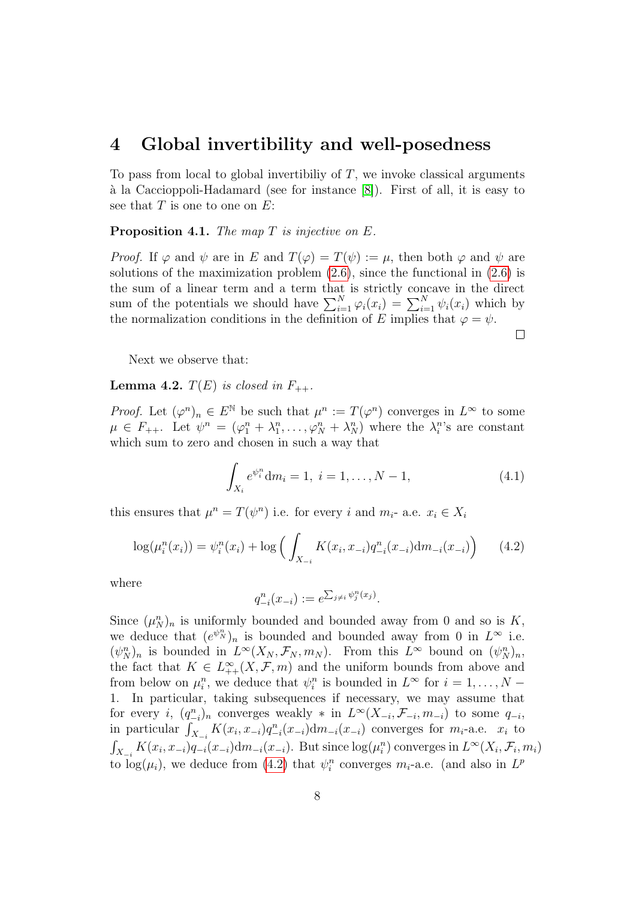## 4 Global invertibility and well-posedness

To pass from local to global invertibiliy of $T$, we invoke classical arguments à la Caccioppoli-Hadamard (see for instance [8]). First of all, it is easy to see that $T$ is one to one on $E$:

**Proposition 4.1.** *The map $T$ is injective on $E$.*

*Proof.* If $\varphi$ and $\psi$ are in $E$ and $T(\varphi) = T(\psi) := \mu$, then both $\varphi$ and $\psi$ are solutions of the maximization problem (2.6), since the functional in (2.6) is the sum of a linear term and a term that is strictly concave in the direct sum of the potentials we should have $\sum_{i=1}^N \varphi_i(x_i) = \sum_{i=1}^N \psi_i(x_i)$ which by the normalization conditions in the definition of $E$ implies that $\varphi = \psi$.

□

Next we observe that:

**Lemma 4.2.** *$T(E)$ is closed in $F_{++}$.*

*Proof.* Let $(\varphi^n)_n \in E^{\mathbb{N}}$ be such that $\mu^n := T(\varphi^n)$ converges in $L^\infty$ to some $\mu \in F_{++}$. Let $\psi^n = (\varphi_1^n + \lambda_1^n, \ldots, \varphi_N^n + \lambda_N^n)$ where the $\lambda_i^n$'s are constant which sum to zero and chosen in such a way that

$$\int_{X_i} e^{\psi_i^n} \mathrm{d}m_i = 1, \; i = 1, \ldots, N-1, \tag{4.1}$$

this ensures that $\mu^n = T(\psi^n)$ i.e. for every $i$ and $m_i$- a.e. $x_i \in X_i$

$$\log(\mu_i^n(x_i)) = \psi_i^n(x_i) + \log\Big(\int_{X_{-i}} K(x_i, x_{-i}) q_{-i}^n(x_{-i}) \mathrm{d}m_{-i}(x_{-i})\Big) \tag{4.2}$$

where

$$q_{-i}^n(x_{-i}) := e^{\sum_{j \neq i} \psi_j^n(x_j)}.$$

Since $(\mu_N^n)_n$ is uniformly bounded and bounded away from 0 and so is $K$, we deduce that $(e^{\psi_N^n})_n$ is bounded and bounded away from 0 in $L^\infty$ i.e. $(\psi_N^n)_n$ is bounded in $L^\infty(X_N, \mathcal{F}_N, m_N)$. From this $L^\infty$ bound on $(\psi_N^n)_n$, the fact that $K \in L^\infty_{++}(X, \mathcal{F}, m)$ and the uniform bounds from above and from below on $\mu_i^n$, we deduce that $\psi_i^n$ is bounded in $L^\infty$ for $i = 1, \ldots, N-1$. In particular, taking subsequences if necessary, we may assume that for every $i$, $(q_{-i}^n)_n$ converges weakly $*$ in $L^\infty(X_{-i}, \mathcal{F}_{-i}, m_{-i})$ to some $q_{-i}$, in particular $\int_{X_{-i}} K(x_i, x_{-i}) q_{-i}^n(x_{-i}) \mathrm{d}m_{-i}(x_{-i})$ converges for $m_i$-a.e. $x_i$ to $\int_{X_{-i}} K(x_i, x_{-i}) q_{-i}(x_{-i}) \mathrm{d}m_{-i}(x_{-i})$. But since $\log(\mu_i^n)$ converges in $L^\infty(X_i, \mathcal{F}_i, m_i)$ to $\log(\mu_i)$, we deduce from (4.2) that $\psi_i^n$ converges $m_i$-a.e. (and also in $L^p$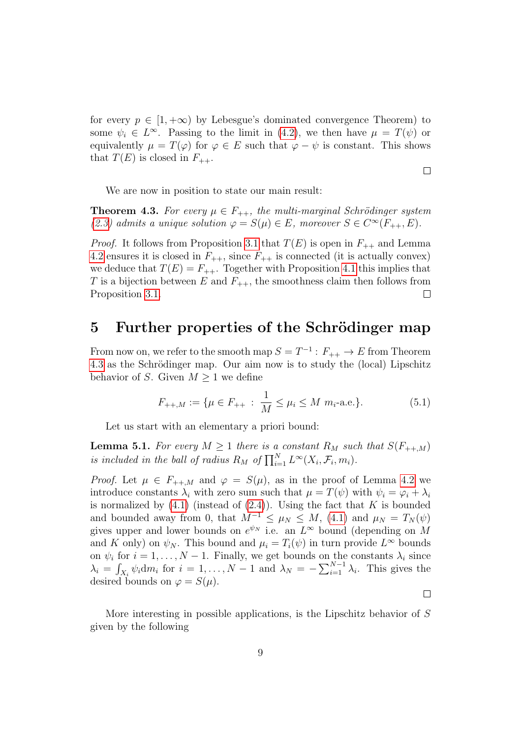for every $p \in [1, +\infty)$ by Lebesgue's dominated convergence Theorem) to some $\psi_i \in L^\infty$. Passing to the limit in (4.2), we then have $\mu = T(\psi)$ or equivalently $\mu = T(\varphi)$ for $\varphi \in E$ such that $\varphi - \psi$ is constant. This shows that $T(E)$ is closed in $F_{++}$.

□

We are now in position to state our main result:

**Theorem 4.3.** *For every $\mu \in F_{++}$, the multi-marginal Schrödinger system (2.3) admits a unique solution $\varphi = S(\mu) \in E$, moreover $S \in C^\infty(F_{++}, E)$.*

*Proof.* It follows from Proposition 3.1 that $T(E)$ is open in $F_{++}$ and Lemma 4.2 ensures it is closed in $F_{++}$, since $F_{++}$ is connected (it is actually convex) we deduce that $T(E) = F_{++}$. Together with Proposition 4.1 this implies that $T$ is a bijection between $E$ and $F_{++}$, the smoothness claim then follows from Proposition 3.1. □

## 5 Further properties of the Schrödinger map

From now on, we refer to the smooth map $S = T^{-1} : F_{++} \to E$ from Theorem 4.3 as the Schrödinger map. Our aim now is to study the (local) Lipschitz behavior of $S$. Given $M \geq 1$ we define

$$F_{++,M} := \{\mu \in F_{++} \, : \, \frac{1}{M} \leq \mu_i \leq M \ m_i\text{-a.e.}\}. \tag{5.1}$$

Let us start with an elementary a priori bound:

**Lemma 5.1.** *For every $M \geq 1$ there is a constant $R_M$ such that $S(F_{++,M})$ is included in the ball of radius $R_M$ of $\prod_{i=1}^N L^\infty(X_i, \mathcal{F}_i, m_i)$.*

*Proof.* Let $\mu \in F_{++,M}$ and $\varphi = S(\mu)$, as in the proof of Lemma 4.2 we introduce constants $\lambda_i$ with zero sum such that $\mu = T(\psi)$ with $\psi_i = \varphi_i + \lambda_i$ is normalized by (4.1) (instead of (2.4)). Using the fact that $K$ is bounded and bounded away from 0, that $M^{-1} \leq \mu_N \leq M$, (4.1) and $\mu_N = T_N(\psi)$ gives upper and lower bounds on $e^{\psi_N}$ i.e. an $L^\infty$ bound (depending on $M$ and $K$ only) on $\psi_N$. This bound and $\mu_i = T_i(\psi)$ in turn provide $L^\infty$ bounds on $\psi_i$ for $i = 1, \ldots, N-1$. Finally, we get bounds on the constants $\lambda_i$ since $\lambda_i = \int_{X_i} \psi_i \mathrm{d}m_i$ for $i = 1, \ldots, N-1$ and $\lambda_N = -\sum_{i=1}^{N-1} \lambda_i$. This gives the desired bounds on $\varphi = S(\mu)$.

□

More interesting in possible applications, is the Lipschitz behavior of $S$ given by the following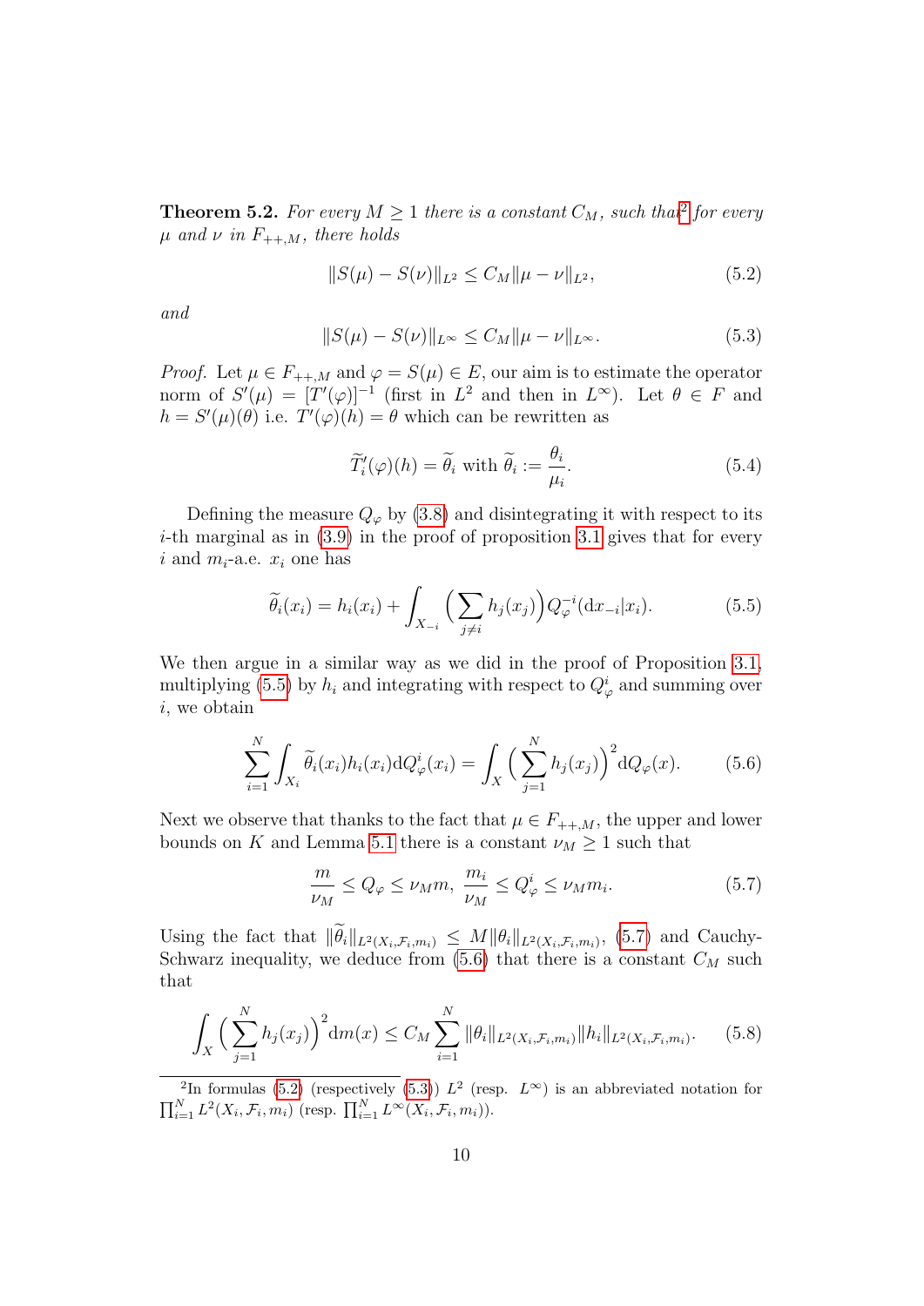**Theorem 5.2.** *For every $M \geq 1$ there is a constant $C_M$, such that*[2] *for every $\mu$ and $\nu$ in $F_{++,M}$, there holds*

$$\|S(\mu) - S(\nu)\|_{L^2} \leq C_M \|\mu - \nu\|_{L^2}, \tag{5.2}$$

*and*

$$\|S(\mu) - S(\nu)\|_{L^\infty} \leq C_M \|\mu - \nu\|_{L^\infty}. \tag{5.3}$$

*Proof.* Let $\mu \in F_{++,M}$ and $\varphi = S(\mu) \in E$, our aim is to estimate the operator norm of $S'(\mu) = [T'(\varphi)]^{-1}$ (first in $L^2$ and then in $L^\infty$). Let $\theta \in F$ and $h = S'(\mu)(\theta)$ i.e. $T'(\varphi)(h) = \theta$ which can be rewritten as

$$\widetilde{T}_i'(\varphi)(h) = \widetilde{\theta}_i \text{ with } \widetilde{\theta}_i := \frac{\theta_i}{\mu_i}. \tag{5.4}$$

Defining the measure $Q_\varphi$ by (3.8) and disintegrating it with respect to its $i$-th marginal as in (3.9) in the proof of proposition 3.1 gives that for every $i$ and $m_i$-a.e. $x_i$ one has

$$\widetilde{\theta}_i(x_i) = h_i(x_i) + \int_{X_{-i}} \Big(\sum_{j \neq i} h_j(x_j)\Big) Q_\varphi^{-i}(\mathrm{d}x_{-i}|x_i). \tag{5.5}$$

We then argue in a similar way as we did in the proof of Proposition 3.1, multiplying (5.5) by $h_i$ and integrating with respect to $Q_\varphi^i$ and summing over $i$, we obtain

$$\sum_{i=1}^N \int_{X_i} \widetilde{\theta}_i(x_i) h_i(x_i) \mathrm{d}Q_\varphi^i(x_i) = \int_X \Big(\sum_{j=1}^N h_j(x_j)\Big)^2 \mathrm{d}Q_\varphi(x). \tag{5.6}$$

Next we observe that thanks to the fact that $\mu \in F_{++,M}$, the upper and lower bounds on $K$ and Lemma 5.1 there is a constant $\nu_M \geq 1$ such that

$$\frac{m}{\nu_M} \leq Q_\varphi \leq \nu_M m, \ \frac{m_i}{\nu_M} \leq Q_\varphi^i \leq \nu_M m_i. \tag{5.7}$$

Using the fact that $\|\widetilde{\theta}_i\|_{L^2(X_i, \mathcal{F}_i, m_i)} \leq M \|\theta_i\|_{L^2(X_i, \mathcal{F}_i, m_i)}$, (5.7) and Cauchy-Schwarz inequality, we deduce from (5.6) that there is a constant $C_M$ such that

$$\int_X \Big(\sum_{j=1}^N h_j(x_j)\Big)^2 \mathrm{d}m(x) \leq C_M \sum_{i=1}^N \|\theta_i\|_{L^2(X_i, \mathcal{F}_i, m_i)} \|h_i\|_{L^2(X_i, \mathcal{F}_i, m_i)}. \tag{5.8}$$

[2] In formulas (5.2) (respectively (5.3)) $L^2$ (resp. $L^\infty$) is an abbreviated notation for $\prod_{i=1}^N L^2(X_i, \mathcal{F}_i, m_i)$ (resp. $\prod_{i=1}^N L^\infty(X_i, \mathcal{F}_i, m_i)$).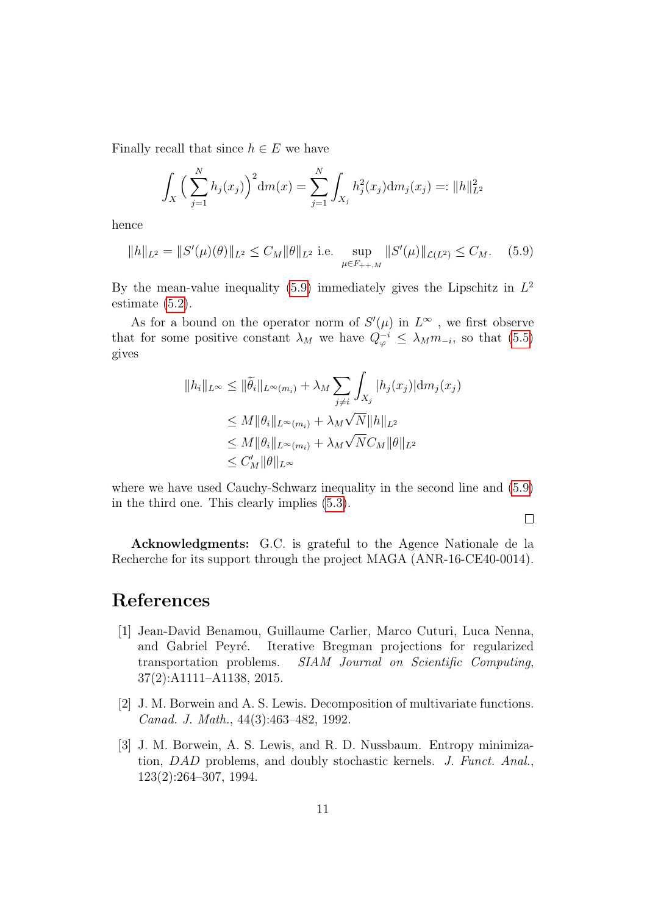Finally recall that since $h \in E$ we have

$$\int_X \Big( \sum_{j=1}^N h_j(x_j) \Big)^2 \mathrm{d}m(x) = \sum_{j=1}^N \int_{X_j} h_j^2(x_j) \mathrm{d}m_j(x_j) =: \|h\|_{L^2}^2$$

hence

$$\|h\|_{L^2} = \|S'(\mu)(\theta)\|_{L^2} \le C_M \|\theta\|_{L^2} \text{ i.e. } \sup_{\mu \in F_{++,M}} \|S'(\mu)\|_{\mathcal{L}(L^2)} \le C_M. \tag{5.9}$$

By the mean-value inequality (5.9) immediately gives the Lipschitz in $L^2$ estimate (5.2).

As for a bound on the operator norm of $S'(\mu)$ in $L^\infty$ , we first observe that for some positive constant $\lambda_M$ we have $Q_\varphi^{-i} \le \lambda_M m_{-i}$, so that (5.5) gives

$$\begin{aligned}
\|h_i\|_{L^\infty} &\le \|\widetilde{\theta}_i\|_{L^\infty(m_i)} + \lambda_M \sum_{j \neq i} \int_{X_j} |h_j(x_j)| \mathrm{d}m_j(x_j) \\
&\le M \|\theta_i\|_{L^\infty(m_i)} + \lambda_M \sqrt{N} \|h\|_{L^2} \\
&\le M \|\theta_i\|_{L^\infty(m_i)} + \lambda_M \sqrt{N} C_M \|\theta\|_{L^2} \\
&\le C'_M \|\theta\|_{L^\infty}
\end{aligned}$$

where we have used Cauchy-Schwarz inequality in the second line and (5.9) in the third one. This clearly implies (5.3).

□

**Acknowledgments:** G.C. is grateful to the Agence Nationale de la Recherche for its support through the project MAGA (ANR-16-CE40-0014).

# References

[1] Jean-David Benamou, Guillaume Carlier, Marco Cuturi, Luca Nenna, and Gabriel Peyré. Iterative Bregman projections for regularized transportation problems. *SIAM Journal on Scientific Computing*, 37(2):A1111–A1138, 2015.

[2] J. M. Borwein and A. S. Lewis. Decomposition of multivariate functions. *Canad. J. Math.*, 44(3):463–482, 1992.

[3] J. M. Borwein, A. S. Lewis, and R. D. Nussbaum. Entropy minimization, *DAD* problems, and doubly stochastic kernels. *J. Funct. Anal.*, 123(2):264–307, 1994.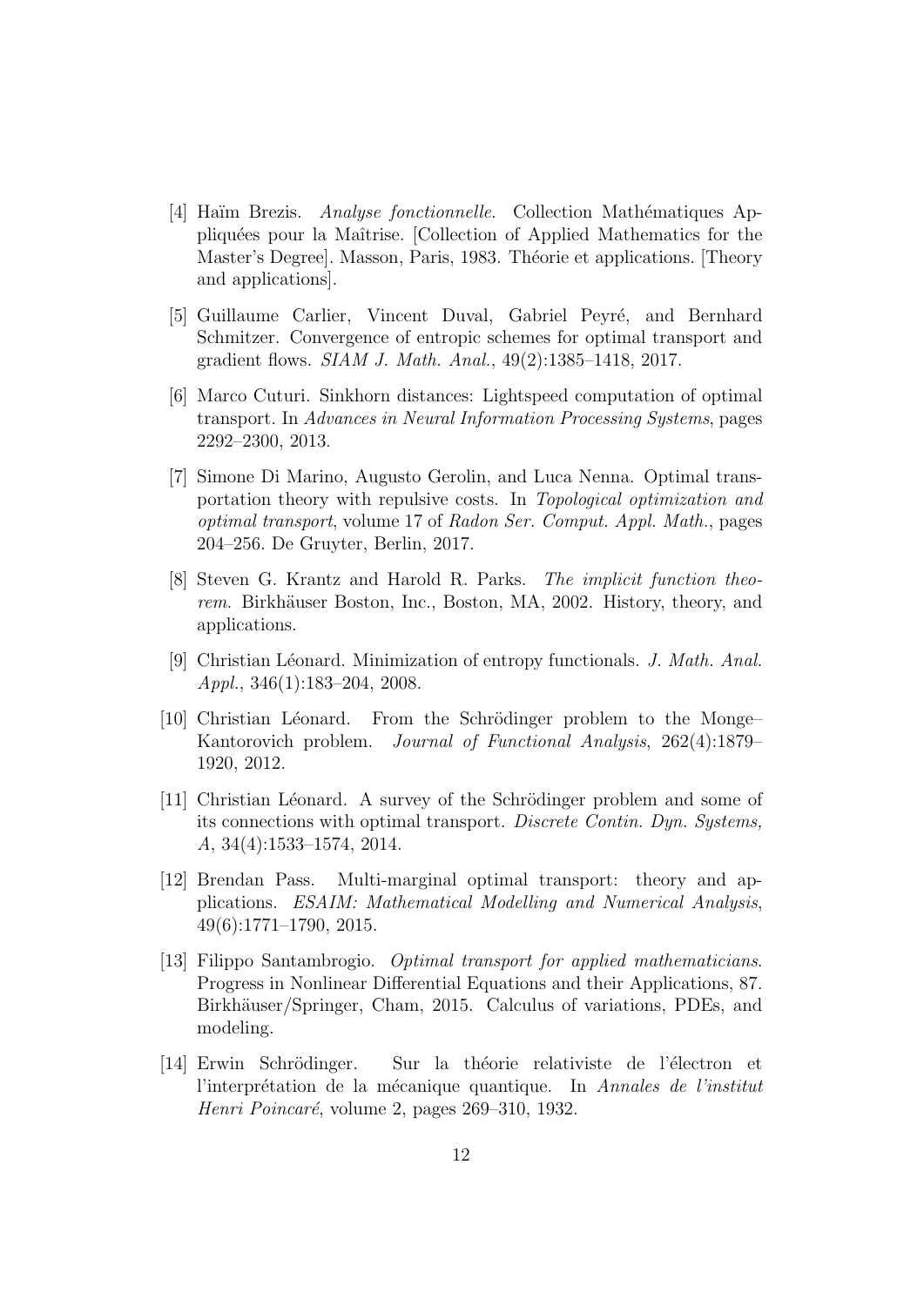[4] Haïm Brezis. *Analyse fonctionnelle*. Collection Mathématiques Appliquées pour la Maîtrise. [Collection of Applied Mathematics for the Master's Degree]. Masson, Paris, 1983. Théorie et applications. [Theory and applications].

[5] Guillaume Carlier, Vincent Duval, Gabriel Peyré, and Bernhard Schmitzer. Convergence of entropic schemes for optimal transport and gradient flows. *SIAM J. Math. Anal.*, 49(2):1385–1418, 2017.

[6] Marco Cuturi. Sinkhorn distances: Lightspeed computation of optimal transport. In *Advances in Neural Information Processing Systems*, pages 2292–2300, 2013.

[7] Simone Di Marino, Augusto Gerolin, and Luca Nenna. Optimal transportation theory with repulsive costs. In *Topological optimization and optimal transport*, volume 17 of *Radon Ser. Comput. Appl. Math.*, pages 204–256. De Gruyter, Berlin, 2017.

[8] Steven G. Krantz and Harold R. Parks. *The implicit function theorem*. Birkhäuser Boston, Inc., Boston, MA, 2002. History, theory, and applications.

[9] Christian Léonard. Minimization of entropy functionals. *J. Math. Anal. Appl.*, 346(1):183–204, 2008.

[10] Christian Léonard. From the Schrödinger problem to the Monge–Kantorovich problem. *Journal of Functional Analysis*, 262(4):1879–1920, 2012.

[11] Christian Léonard. A survey of the Schrödinger problem and some of its connections with optimal transport. *Discrete Contin. Dyn. Systems, A*, 34(4):1533–1574, 2014.

[12] Brendan Pass. Multi-marginal optimal transport: theory and applications. *ESAIM: Mathematical Modelling and Numerical Analysis*, 49(6):1771–1790, 2015.

[13] Filippo Santambrogio. *Optimal transport for applied mathematicians*. Progress in Nonlinear Differential Equations and their Applications, 87. Birkhäuser/Springer, Cham, 2015. Calculus of variations, PDEs, and modeling.

[14] Erwin Schrödinger. Sur la théorie relativiste de l'électron et l'interprétation de la mécanique quantique. In *Annales de l'institut Henri Poincaré*, volume 2, pages 269–310, 1932.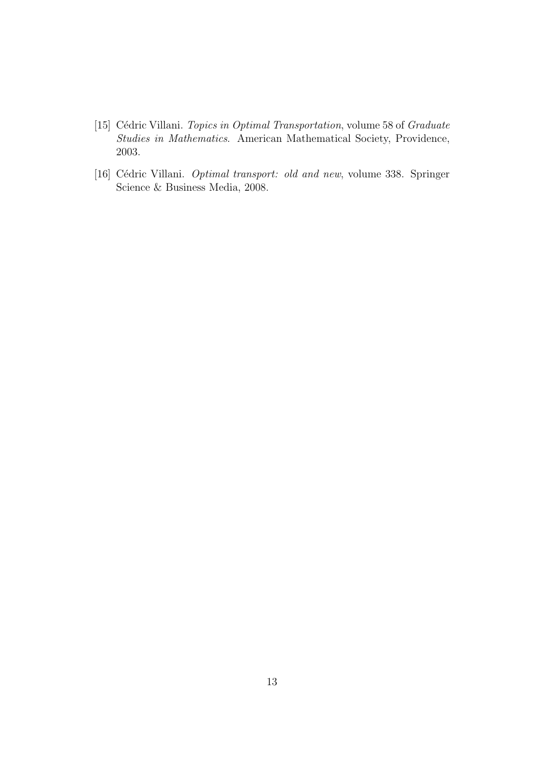[15] Cédric Villani. *Topics in Optimal Transportation*, volume 58 of *Graduate Studies in Mathematics*. American Mathematical Society, Providence, 2003.

[16] Cédric Villani. *Optimal transport: old and new*, volume 338. Springer Science & Business Media, 2008.